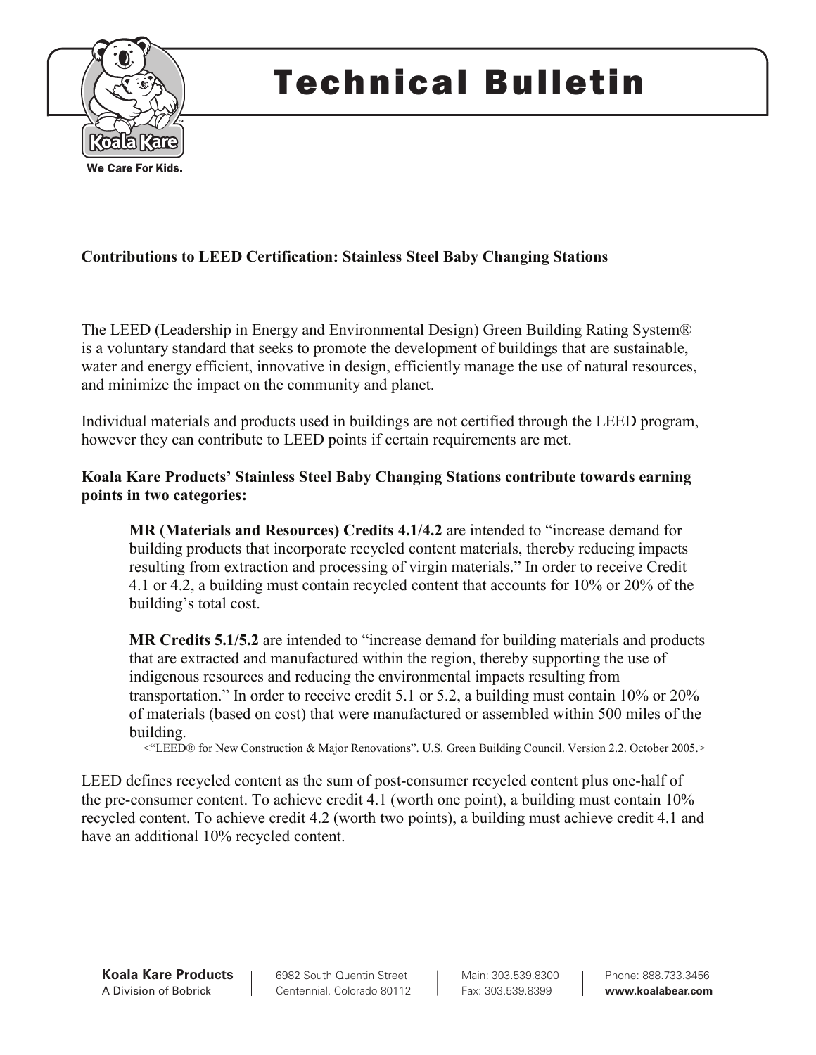# Technical Bulletin

**Contributions to LEED Certification: Stainless Steel Baby Changing Stations**

The LEED (Leadership in Energy and Environmental Design) Green Building Rating System® is a voluntary standard that seeks to promote the development of buildings that are sustainable, water and energy efficient, innovative in design, efficiently manage the use of natural resources, and minimize the impact on the community and planet.

Individual materials and products used in buildings are not certified through the LEED program, however they can contribute to LEED points if certain requirements are met.

**Koala Kare Products' Stainless Steel Baby Changing Stations contribute towards earning points in two categories:**

> **MR (Materials and Resources) Credits 4.1/4.2** are intended to "increase demand for building products that incorporate recycled content materials, thereby reducing impacts resulting from extraction and processing of virgin materials." In order to receive Credit 4.1 or 4.2, a building must contain recycled content that accounts for 10% or 20% of the building's total cost.
>
> **MR Credits 5.1/5.2** are intended to "increase demand for building materials and products that are extracted and manufactured within the region, thereby supporting the use of indigenous resources and reducing the environmental impacts resulting from transportation." In order to receive credit 5.1 or 5.2, a building must contain 10% or 20% of materials (based on cost) that were manufactured or assembled within 500 miles of the building.
>
> <"LEED® for New Construction & Major Renovations". U.S. Green Building Council. Version 2.2. October 2005.>

LEED defines recycled content as the sum of post-consumer recycled content plus one-half of the pre-consumer content. To achieve credit 4.1 (worth one point), a building must contain 10% recycled content. To achieve credit 4.2 (worth two points), a building must achieve credit 4.1 and have an additional 10% recycled content.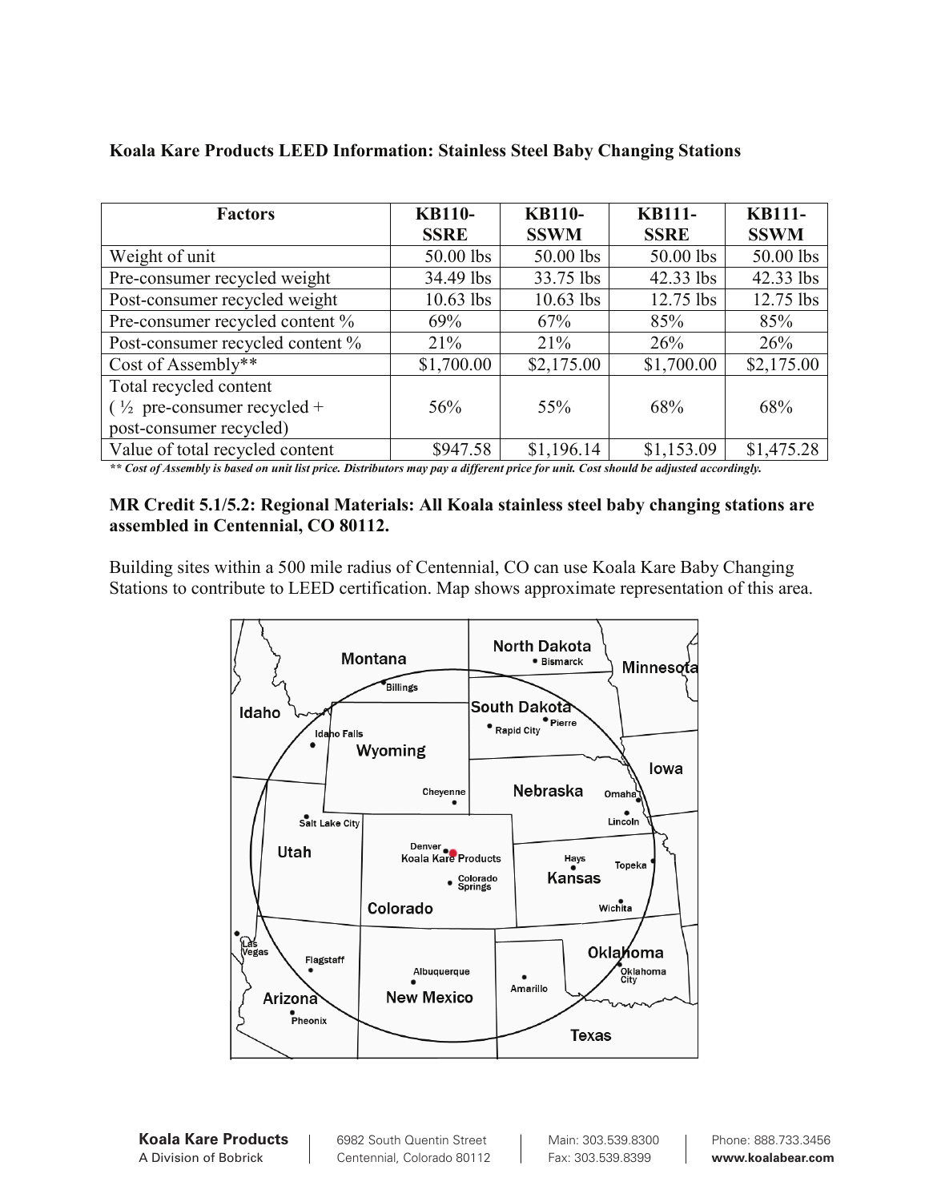**Koala Kare Products LEED Information: Stainless Steel Baby Changing Stations**

| Factors | KB110-SSRE | KB110-SSWM | KB111-SSRE | KB111-SSWM |
|---|---|---|---|---|
| Weight of unit | 50.00 lbs | 50.00 lbs | 50.00 lbs | 50.00 lbs |
| Pre-consumer recycled weight | 34.49 lbs | 33.75 lbs | 42.33 lbs | 42.33 lbs |
| Post-consumer recycled weight | 10.63 lbs | 10.63 lbs | 12.75 lbs | 12.75 lbs |
| Pre-consumer recycled content % | 69% | 67% | 85% | 85% |
| Post-consumer recycled content % | 21% | 21% | 26% | 26% |
| Cost of Assembly** | $1,700.00 | $2,175.00 | $1,700.00 | $2,175.00 |
| Total recycled content ( ½ pre-consumer recycled + post-consumer recycled) | 56% | 55% | 68% | 68% |
| Value of total recycled content | $947.58 | $1,196.14 | $1,153.09 | $1,475.28 |

***\*\* Cost of Assembly is based on unit list price. Distributors may pay a different price for unit. Cost should be adjusted accordingly.***

**MR Credit 5.1/5.2: Regional Materials: All Koala stainless steel baby changing stations are assembled in Centennial, CO 80112.**

Building sites within a 500 mile radius of Centennial, CO can use Koala Kare Baby Changing Stations to contribute to LEED certification. Map shows approximate representation of this area.

Montana
Billings
North Dakota
Bismarck
Minnesota
Idaho
Idaho Falls
South Dakota
Pierre
Rapid City
Wyoming
Iowa
Cheyenne
Nebraska
Omaha
Lincoln
Salt Lake City
Utah
Denver
Koala Kare Products
Hays
Topeka
Kansas
Colorado Springs
Colorado
Wichita
Las Vegas
Flagstaff
Oklahoma
Oklahoma City
Albuquerque
Amarillo
Arizona
New Mexico
Pheonix
Texas

**Koala Kare Products** A Division of Bobrick | 6982 South Quentin Street Centennial, Colorado 80112 | Main: 303.539.8300 Fax: 303.539.8399 | Phone: 888.733.3456 **www.koalabear.com**